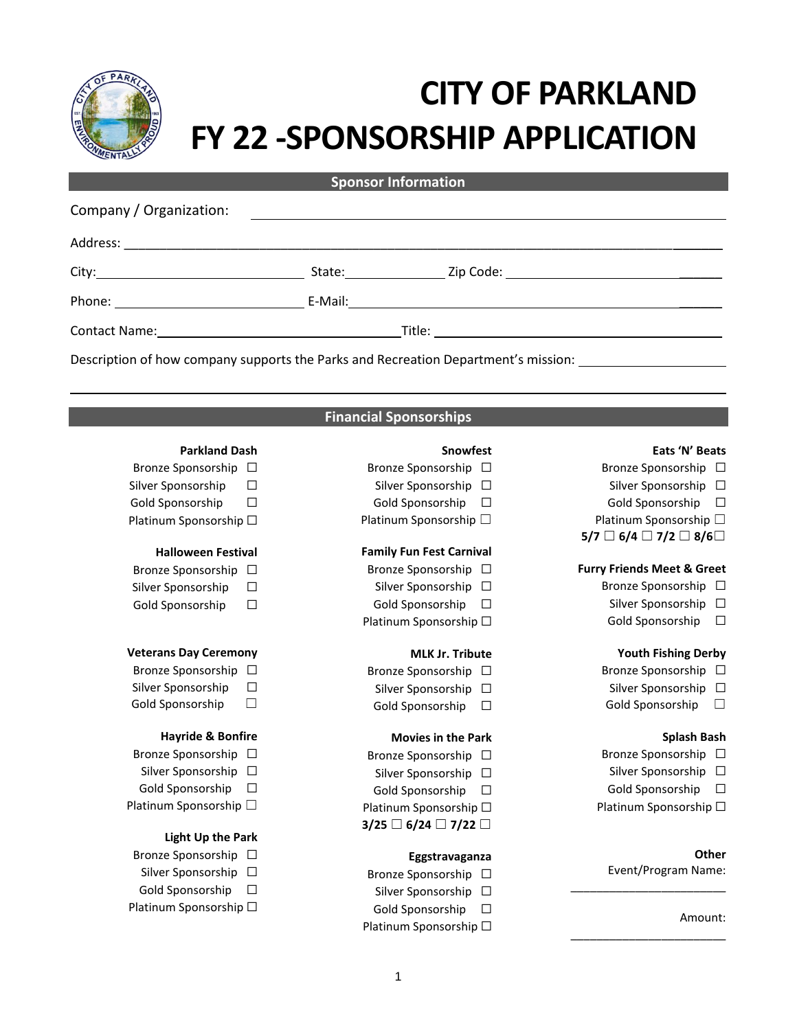# CITY OF PARKLAND

# FY 22 -SPONSORSHIP APPLICATION

## Sponsor Information

Company / Organization: ______________________________

Address: ______________________________

City: ______________ State: ______________ Zip Code: ______________

Phone: ______________ E-Mail: ______________

Contact Name: ______________ Title: ______________

Description of how company supports the Parks and Recreation Department's mission: ______________________________

______________________________

## Financial Sponsorships

**Parkland Dash**
- Bronze Sponsorship ☐
- Silver Sponsorship ☐
- Gold Sponsorship ☐
- Platinum Sponsorship ☐

**Halloween Festival**
- Bronze Sponsorship ☐
- Silver Sponsorship ☐
- Gold Sponsorship ☐

**Veterans Day Ceremony**
- Bronze Sponsorship ☐
- Silver Sponsorship ☐
- Gold Sponsorship ☐

**Hayride & Bonfire**
- Bronze Sponsorship ☐
- Silver Sponsorship ☐
- Gold Sponsorship ☐
- Platinum Sponsorship ☐

**Light Up the Park**
- Bronze Sponsorship ☐
- Silver Sponsorship ☐
- Gold Sponsorship ☐
- Platinum Sponsorship ☐

**Snowfest**
- Bronze Sponsorship ☐
- Silver Sponsorship ☐
- Gold Sponsorship ☐
- Platinum Sponsorship ☐

**Family Fun Fest Carnival**
- Bronze Sponsorship ☐
- Silver Sponsorship ☐
- Gold Sponsorship ☐
- Platinum Sponsorship ☐

**MLK Jr. Tribute**
- Bronze Sponsorship ☐
- Silver Sponsorship ☐
- Gold Sponsorship ☐

**Movies in the Park**
- Bronze Sponsorship ☐
- Silver Sponsorship ☐
- Gold Sponsorship ☐
- Platinum Sponsorship ☐

**3/25 ☐ 6/24 ☐ 7/22 ☐**

**Eggstravaganza**
- Bronze Sponsorship ☐
- Silver Sponsorship ☐
- Gold Sponsorship ☐
- Platinum Sponsorship ☐

**Eats 'N' Beats**
- Bronze Sponsorship ☐
- Silver Sponsorship ☐
- Gold Sponsorship ☐
- Platinum Sponsorship ☐

**5/7 ☐ 6/4 ☐ 7/2 ☐ 8/6☐**

**Furry Friends Meet & Greet**
- Bronze Sponsorship ☐
- Silver Sponsorship ☐
- Gold Sponsorship ☐

**Youth Fishing Derby**
- Bronze Sponsorship ☐
- Silver Sponsorship ☐
- Gold Sponsorship ☐

**Splash Bash**
- Bronze Sponsorship ☐
- Silver Sponsorship ☐
- Gold Sponsorship ☐
- Platinum Sponsorship ☐

**Other**

Event/Program Name: ______________________________

Amount: ______________________________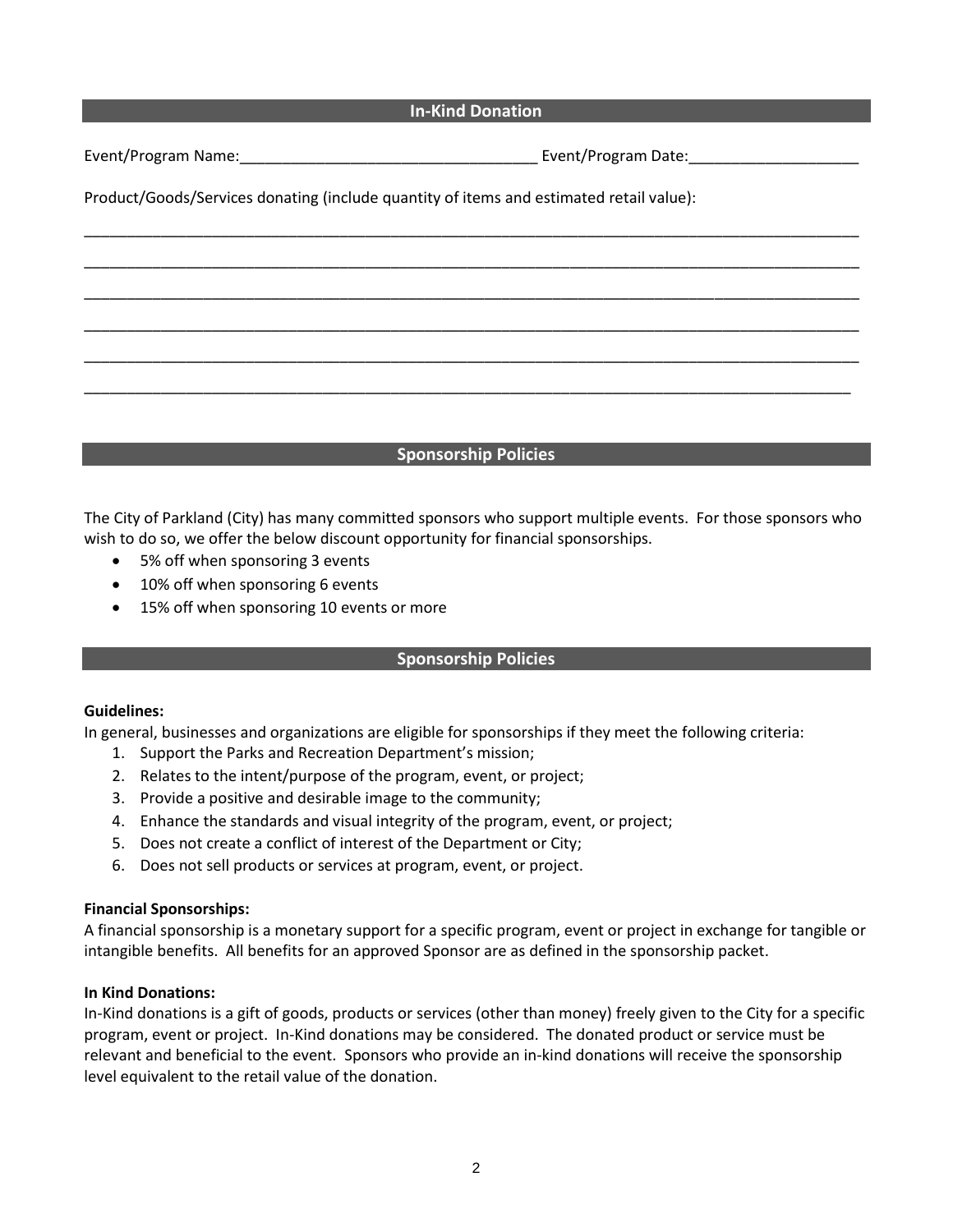## In-Kind Donation

Event/Program Name:___________________________________ Event/Program Date:____________________

Product/Goods/Services donating (include quantity of items and estimated retail value):

_______________________________________________________________________________________________

_______________________________________________________________________________________________

_______________________________________________________________________________________________

_______________________________________________________________________________________________

_______________________________________________________________________________________________

______________________________________________________________________________________________

## Sponsorship Policies

The City of Parkland (City) has many committed sponsors who support multiple events. For those sponsors who wish to do so, we offer the below discount opportunity for financial sponsorships.

- 5% off when sponsoring 3 events
- 10% off when sponsoring 6 events
- 15% off when sponsoring 10 events or more

## Sponsorship Policies

**Guidelines:**
In general, businesses and organizations are eligible for sponsorships if they meet the following criteria:

1. Support the Parks and Recreation Department's mission;
2. Relates to the intent/purpose of the program, event, or project;
3. Provide a positive and desirable image to the community;
4. Enhance the standards and visual integrity of the program, event, or project;
5. Does not create a conflict of interest of the Department or City;
6. Does not sell products or services at program, event, or project.

**Financial Sponsorships:**
A financial sponsorship is a monetary support for a specific program, event or project in exchange for tangible or intangible benefits. All benefits for an approved Sponsor are as defined in the sponsorship packet.

**In Kind Donations:**
In-Kind donations is a gift of goods, products or services (other than money) freely given to the City for a specific program, event or project. In-Kind donations may be considered. The donated product or service must be relevant and beneficial to the event. Sponsors who provide an in-kind donations will receive the sponsorship level equivalent to the retail value of the donation.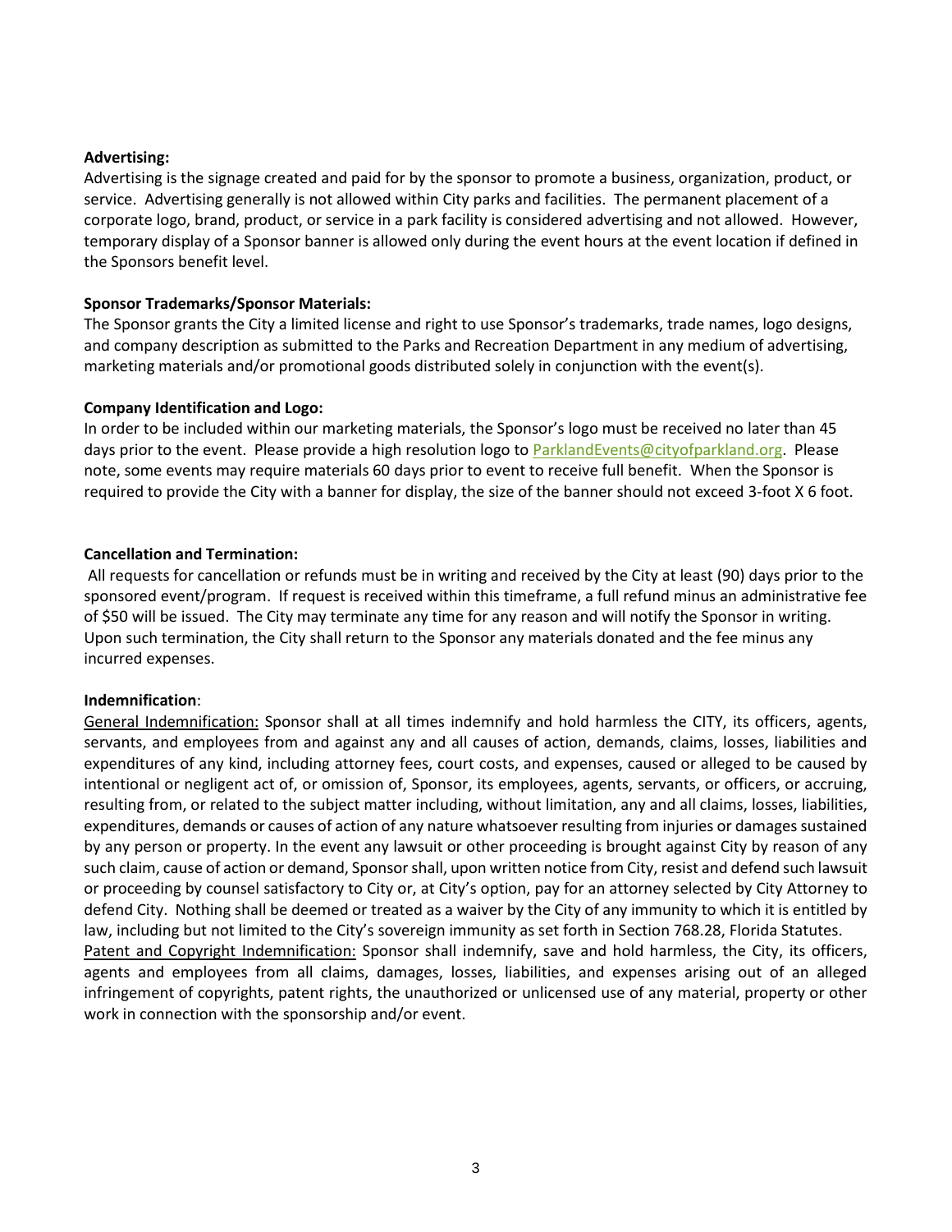**Advertising:**

Advertising is the signage created and paid for by the sponsor to promote a business, organization, product, or service. Advertising generally is not allowed within City parks and facilities. The permanent placement of a corporate logo, brand, product, or service in a park facility is considered advertising and not allowed. However, temporary display of a Sponsor banner is allowed only during the event hours at the event location if defined in the Sponsors benefit level.

**Sponsor Trademarks/Sponsor Materials:**

The Sponsor grants the City a limited license and right to use Sponsor's trademarks, trade names, logo designs, and company description as submitted to the Parks and Recreation Department in any medium of advertising, marketing materials and/or promotional goods distributed solely in conjunction with the event(s).

**Company Identification and Logo:**

In order to be included within our marketing materials, the Sponsor's logo must be received no later than 45 days prior to the event. Please provide a high resolution logo to [ParklandEvents@cityofparkland.org](mailto:ParklandEvents@cityofparkland.org). Please note, some events may require materials 60 days prior to event to receive full benefit. When the Sponsor is required to provide the City with a banner for display, the size of the banner should not exceed 3-foot X 6 foot.

**Cancellation and Termination:**

All requests for cancellation or refunds must be in writing and received by the City at least (90) days prior to the sponsored event/program. If request is received within this timeframe, a full refund minus an administrative fee of $50 will be issued. The City may terminate any time for any reason and will notify the Sponsor in writing. Upon such termination, the City shall return to the Sponsor any materials donated and the fee minus any incurred expenses.

**Indemnification**:

<u>General Indemnification:</u> Sponsor shall at all times indemnify and hold harmless the CITY, its officers, agents, servants, and employees from and against any and all causes of action, demands, claims, losses, liabilities and expenditures of any kind, including attorney fees, court costs, and expenses, caused or alleged to be caused by intentional or negligent act of, or omission of, Sponsor, its employees, agents, servants, or officers, or accruing, resulting from, or related to the subject matter including, without limitation, any and all claims, losses, liabilities, expenditures, demands or causes of action of any nature whatsoever resulting from injuries or damages sustained by any person or property. In the event any lawsuit or other proceeding is brought against City by reason of any such claim, cause of action or demand, Sponsor shall, upon written notice from City, resist and defend such lawsuit or proceeding by counsel satisfactory to City or, at City's option, pay for an attorney selected by City Attorney to defend City. Nothing shall be deemed or treated as a waiver by the City of any immunity to which it is entitled by law, including but not limited to the City's sovereign immunity as set forth in Section 768.28, Florida Statutes.

<u>Patent and Copyright Indemnification:</u> Sponsor shall indemnify, save and hold harmless, the City, its officers, agents and employees from all claims, damages, losses, liabilities, and expenses arising out of an alleged infringement of copyrights, patent rights, the unauthorized or unlicensed use of any material, property or other work in connection with the sponsorship and/or event.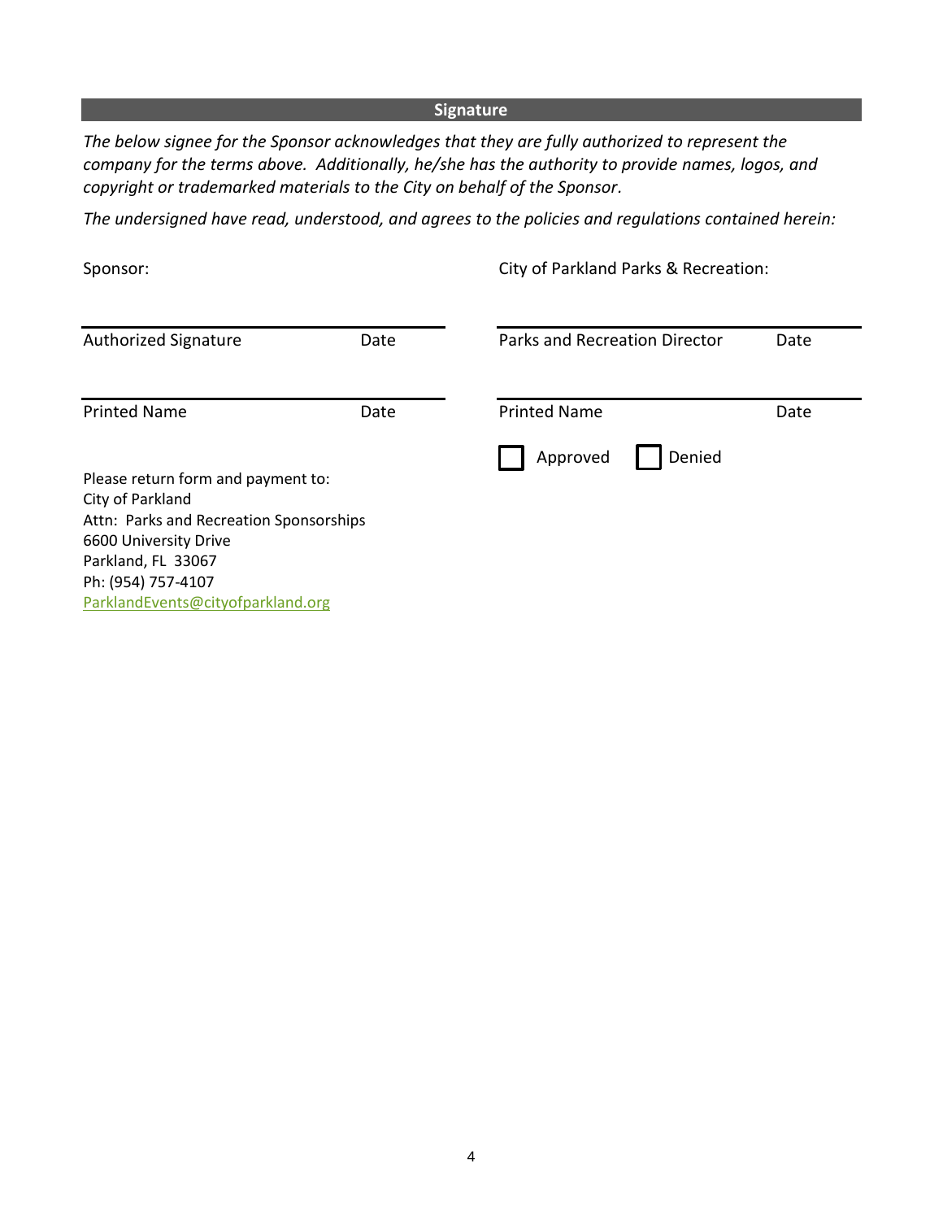## Signature

*The below signee for the Sponsor acknowledges that they are fully authorized to represent the company for the terms above. Additionally, he/she has the authority to provide names, logos, and copyright or trademarked materials to the City on behalf of the Sponsor.*

*The undersigned have read, understood, and agrees to the policies and regulations contained herein:*

| Sponsor: | | City of Parkland Parks & Recreation: | |
|---|---|---|---|
| Authorized Signature | Date | Parks and Recreation Director | Date |
| Printed Name | Date | Printed Name | Date |

☐ Approved ☐ Denied

Please return form and payment to:
City of Parkland
Attn: Parks and Recreation Sponsorships
6600 University Drive
Parkland, FL 33067
Ph: (954) 757-4107
ParklandEvents@cityofparkland.org